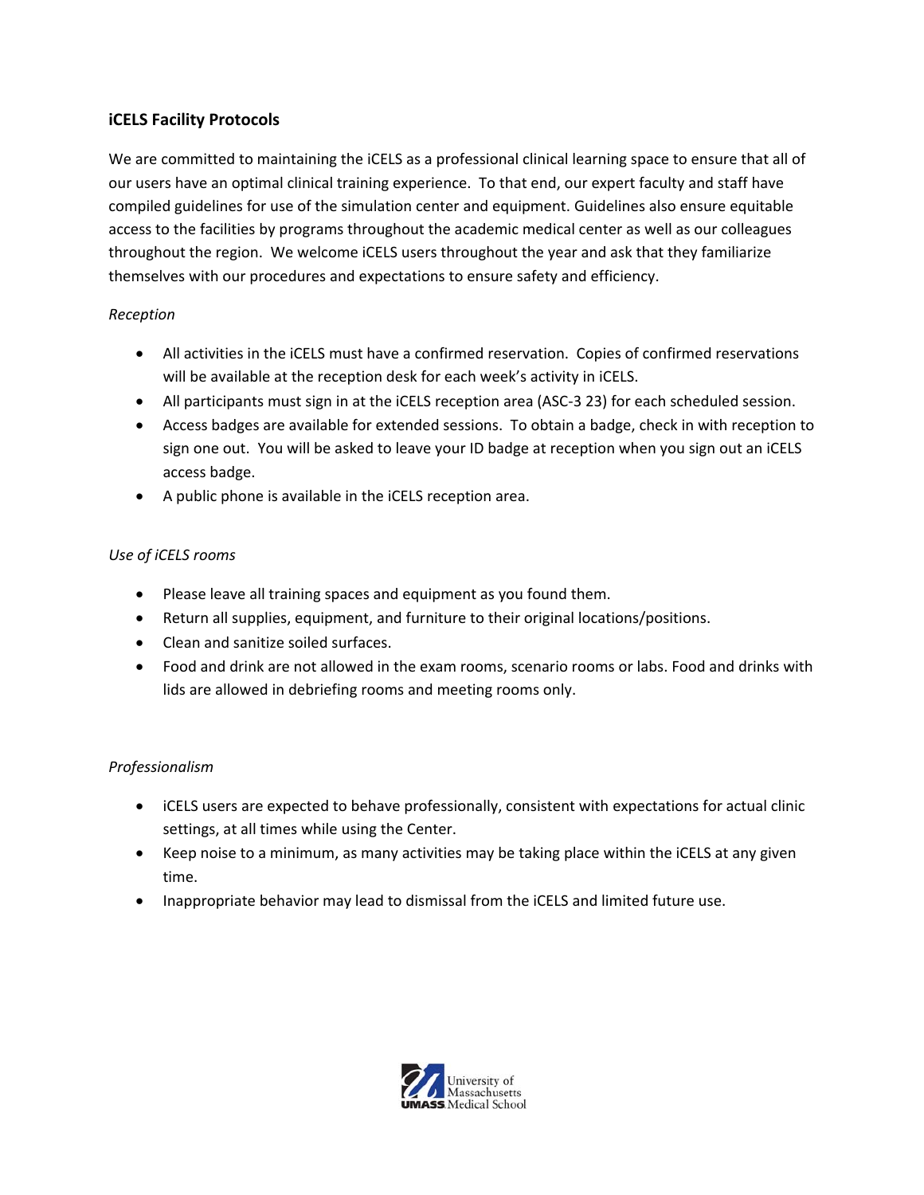## iCELS Facility Protocols

We are committed to maintaining the iCELS as a professional clinical learning space to ensure that all of our users have an optimal clinical training experience. To that end, our expert faculty and staff have compiled guidelines for use of the simulation center and equipment. Guidelines also ensure equitable access to the facilities by programs throughout the academic medical center as well as our colleagues throughout the region. We welcome iCELS users throughout the year and ask that they familiarize themselves with our procedures and expectations to ensure safety and efficiency.

*Reception*

- All activities in the iCELS must have a confirmed reservation. Copies of confirmed reservations will be available at the reception desk for each week's activity in iCELS.
- All participants must sign in at the iCELS reception area (ASC-3 23) for each scheduled session.
- Access badges are available for extended sessions. To obtain a badge, check in with reception to sign one out. You will be asked to leave your ID badge at reception when you sign out an iCELS access badge.
- A public phone is available in the iCELS reception area.

*Use of iCELS rooms*

- Please leave all training spaces and equipment as you found them.
- Return all supplies, equipment, and furniture to their original locations/positions.
- Clean and sanitize soiled surfaces.
- Food and drink are not allowed in the exam rooms, scenario rooms or labs. Food and drinks with lids are allowed in debriefing rooms and meeting rooms only.

*Professionalism*

- iCELS users are expected to behave professionally, consistent with expectations for actual clinic settings, at all times while using the Center.
- Keep noise to a minimum, as many activities may be taking place within the iCELS at any given time.
- Inappropriate behavior may lead to dismissal from the iCELS and limited future use.

University of Massachusetts
UMASS Medical School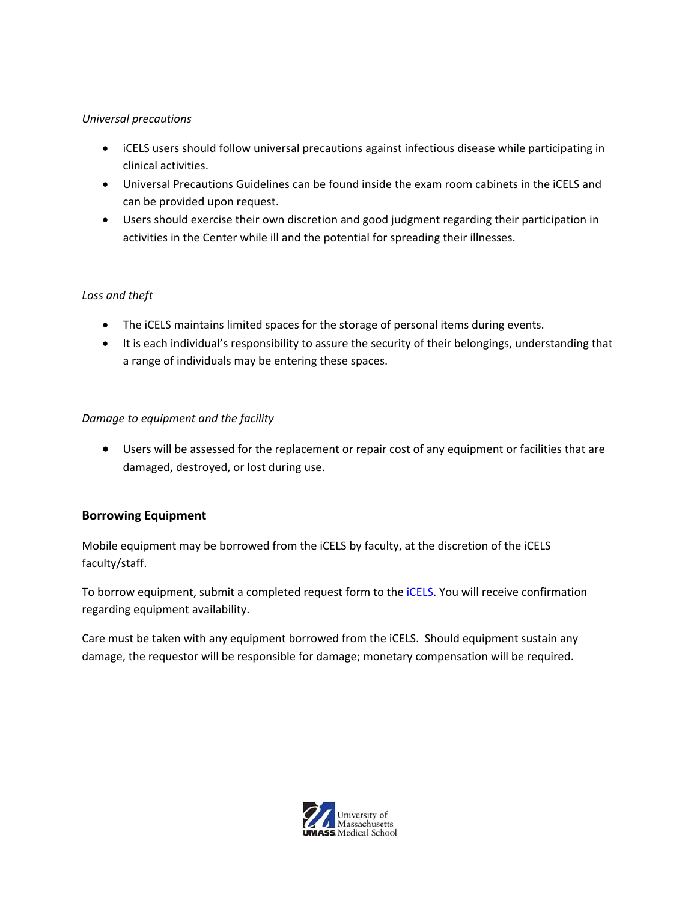*Universal precautions*

- iCELS users should follow universal precautions against infectious disease while participating in clinical activities.
- Universal Precautions Guidelines can be found inside the exam room cabinets in the iCELS and can be provided upon request.
- Users should exercise their own discretion and good judgment regarding their participation in activities in the Center while ill and the potential for spreading their illnesses.

*Loss and theft*

- The iCELS maintains limited spaces for the storage of personal items during events.
- It is each individual's responsibility to assure the security of their belongings, understanding that a range of individuals may be entering these spaces.

*Damage to equipment and the facility*

- Users will be assessed for the replacement or repair cost of any equipment or facilities that are damaged, destroyed, or lost during use.

## Borrowing Equipment

Mobile equipment may be borrowed from the iCELS by faculty, at the discretion of the iCELS faculty/staff.

To borrow equipment, submit a completed request form to the iCELS. You will receive confirmation regarding equipment availability.

Care must be taken with any equipment borrowed from the iCELS. Should equipment sustain any damage, the requestor will be responsible for damage; monetary compensation will be required.